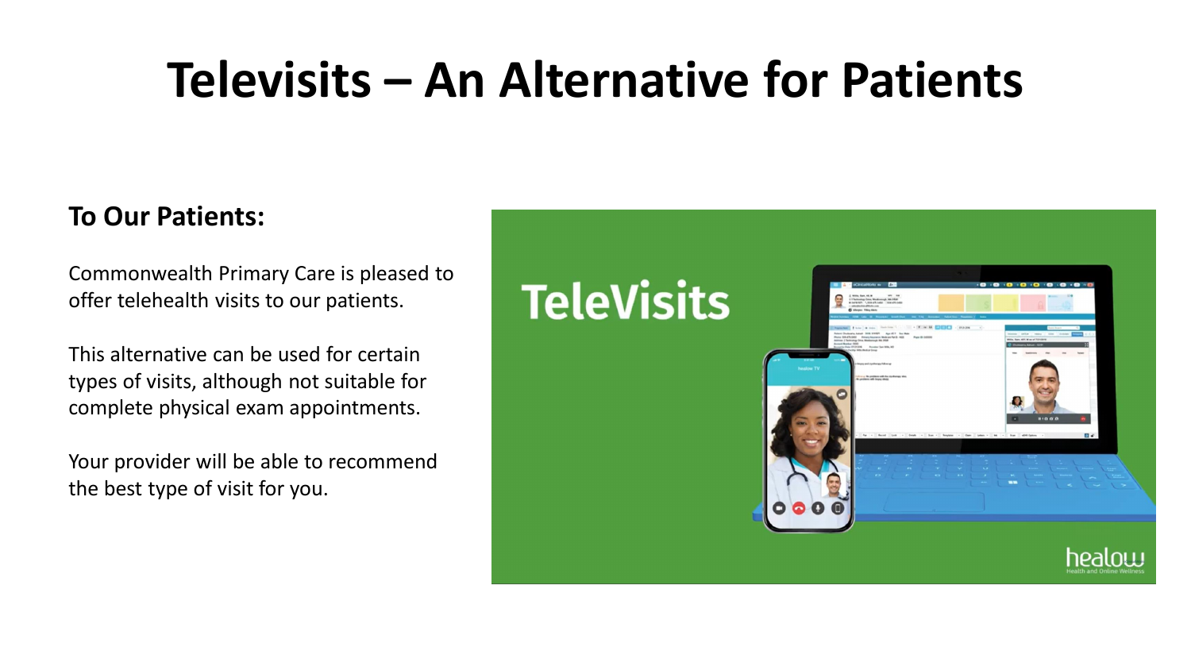# Televisits – An Alternative for Patients

**To Our Patients:**

Commonwealth Primary Care is pleased to offer telehealth visits to our patients.

This alternative can be used for certain types of visits, although not suitable for complete physical exam appointments.

Your provider will be able to recommend the best type of visit for you.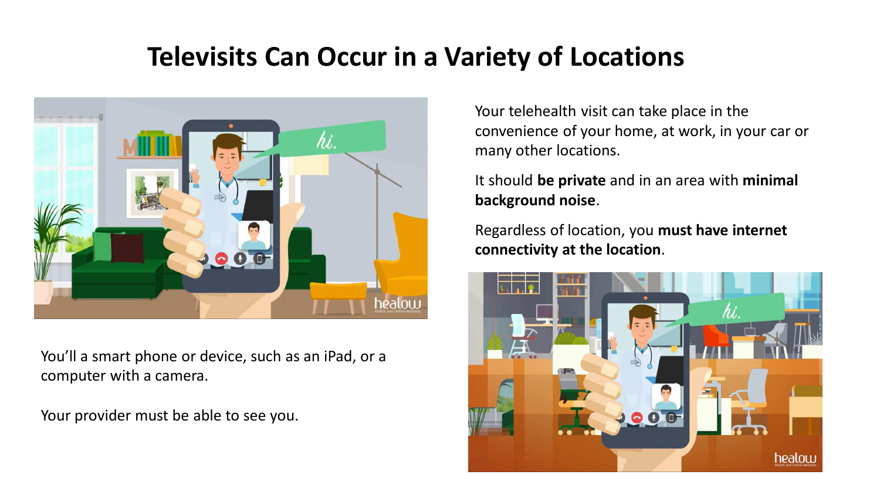# Televisits Can Occur in a Variety of Locations

Your telehealth visit can take place in the convenience of your home, at work, in your car or many other locations.

It should **be private** and in an area with **minimal background noise**.

Regardless of location, you **must have internet connectivity at the location**.

You'll a smart phone or device, such as an iPad, or a computer with a camera.

Your provider must be able to see you.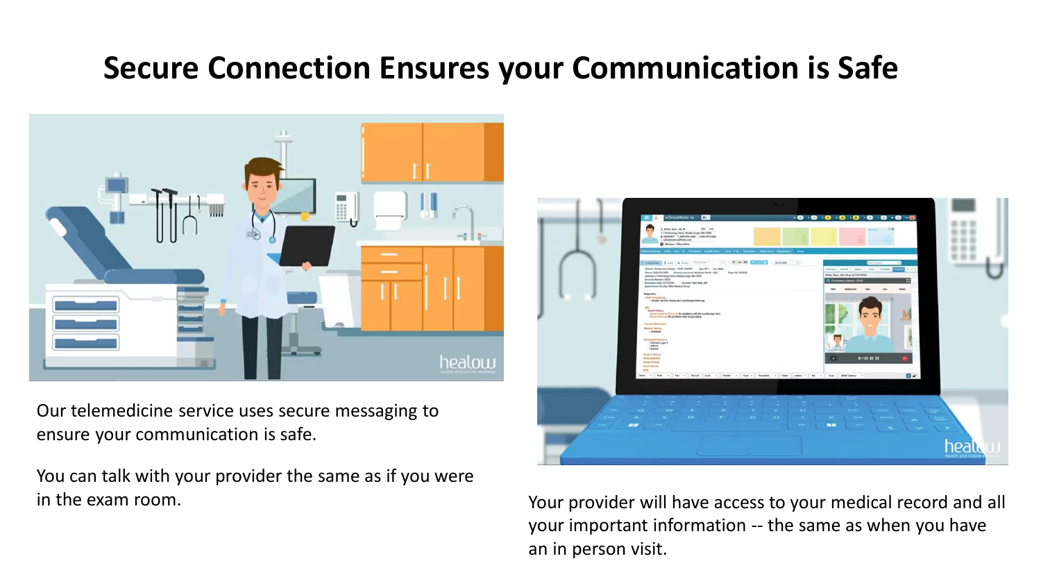# Secure Connection Ensures your Communication is Safe

Our telemedicine service uses secure messaging to ensure your communication is safe.

You can talk with your provider the same as if you were in the exam room.

Your provider will have access to your medical record and all your important information -- the same as when you have an in person visit.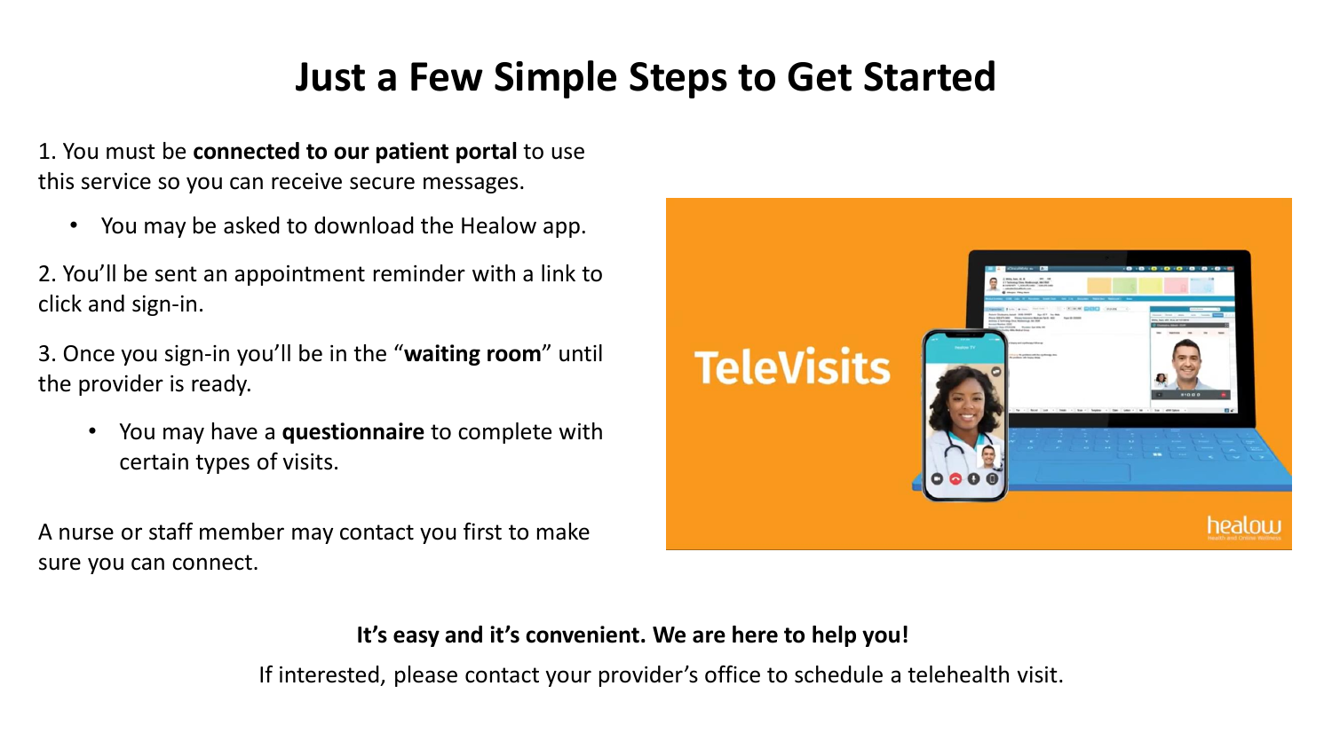# Just a Few Simple Steps to Get Started

1. You must be **connected to our patient portal** to use this service so you can receive secure messages.
   - You may be asked to download the Healow app.
2. You'll be sent an appointment reminder with a link to click and sign-in.
3. Once you sign-in you'll be in the "**waiting room**" until the provider is ready.
   - You may have a **questionnaire** to complete with certain types of visits.

A nurse or staff member may contact you first to make sure you can connect.

**It's easy and it's convenient. We are here to help you!**

If interested, please contact your provider's office to schedule a telehealth visit.